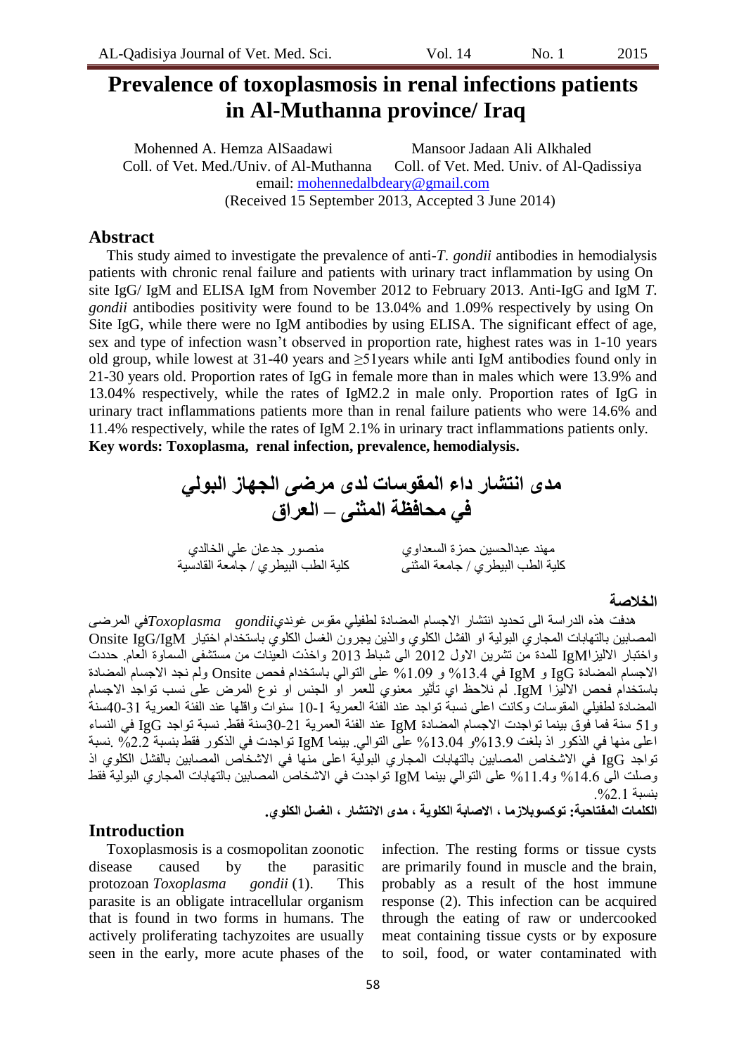# Prevalence of toxoplasmosis in renal infections patients in Al-Muthanna province/ Iraq

Mohenned A. Hemza AlSaadawi — Coll. of Vet. Med./Univ. of Al-Muthanna

Mansoor Jadaan Ali Alkhaled — Coll. of Vet. Med. Univ. of Al-Qadissiya

email: mohennedalbdeary@gmail.com

(Received 15 September 2013, Accepted 3 June 2014)

## Abstract

This study aimed to investigate the prevalence of anti-*T. gondii* antibodies in hemodialysis patients with chronic renal failure and patients with urinary tract inflammation by using On site IgG/ IgM and ELISA IgM from November 2012 to February 2013. Anti-IgG and IgM *T. gondii* antibodies positivity were found to be 13.04% and 1.09% respectively by using On Site IgG, while there were no IgM antibodies by using ELISA. The significant effect of age, sex and type of infection wasn't observed in proportion rate, highest rates was in 1-10 years old group, while lowest at 31-40 years and ≥51years while anti IgM antibodies found only in 21-30 years old. Proportion rates of IgG in female more than in males which were 13.9% and 13.04% respectively, while the rates of IgM2.2 in male only. Proportion rates of IgG in urinary tract inflammations patients more than in renal failure patients who were 14.6% and 11.4% respectively, while the rates of IgM 2.1% in urinary tract inflammations patients only.

**Key words: Toxoplasma, renal infection, prevalence, hemodialysis.**

# مدى انتشار داء المقوسات لدى مرضى الجهاز البولي في محافظة المثنى – العراق

مهند عبدالحسين حمزة السعداوي — كلية الطب البيطري / جامعة المثنى

منصور جدعان علي الخالدي — كلية الطب البيطري / جامعة القادسية

## الخلاصة

هدفت هذه الدراسة الى تحديد انتشار الاجسام المضادة لطفيلي مقوس غونديي *Toxoplasma gondii* في المرضى المصابين بالتهابات المجاري البولية او الفشل الكلوي والذين يجرون الغسل الكلوي باستخدام اختبار Onsite IgG/IgM واختبار الاليزا IgM للمدة من تشرين الاول 2012 الى شباط 2013 واخذت العينات من مستشفى السماوة العام. حددت الاجسام المضادة IgG و IgM في 13.4% و 1.09% على التوالي باستخدام فحص Onsite ولم نجد الاجسام المضادة باستخدام فحص الاليزا IgM. لم نلاحظ اي تأثير معنوي للعمر او الجنس او نوع المرض على نسب تواجد الاجسام المضادة لطفيلي المقوسات وكانت اعلى نسبة تواجد عند الفئة العمرية 1-10 سنوات واقلها عند الفئة العمرية 31-40سنة و51 سنة فما فوق بينما تواجدت الاجسام المضادة IgM عند الفئة العمرية 21-30سنة فقط. نسبة تواجد IgG في النساء اعلى منها في الذكور اذ بلغت 13.9% و13.04% على التوالي. بينما IgM تواجدت في الذكور فقط بنسبة 2.2%. نسبة تواجد IgG في الاشخاص المصابين بالتهابات المجاري البولية اعلى منها في الاشخاص المصابين بالفشل الكلوي اذ وصلت الى 14.6% و11.4% على التوالي بينما IgM تواجدت في الاشخاص المصابين بالتهابات المجاري البولية فقط بنسبة 2.1%.

**الكلمات المفتاحية: توكسوبلازما ، الاصابة الكلوية ، مدى الانتشار ، الغسل الكلوي.**

## Introduction

Toxoplasmosis is a cosmopolitan zoonotic disease caused by the parasitic protozoan *Toxoplasma gondii* (1). This parasite is an obligate intracellular organism that is found in two forms in humans. The actively proliferating tachyzoites are usually seen in the early, more acute phases of the infection. The resting forms or tissue cysts are primarily found in muscle and the brain, probably as a result of the host immune response (2). This infection can be acquired through the eating of raw or undercooked meat containing tissue cysts or by exposure to soil, food, or water contaminated with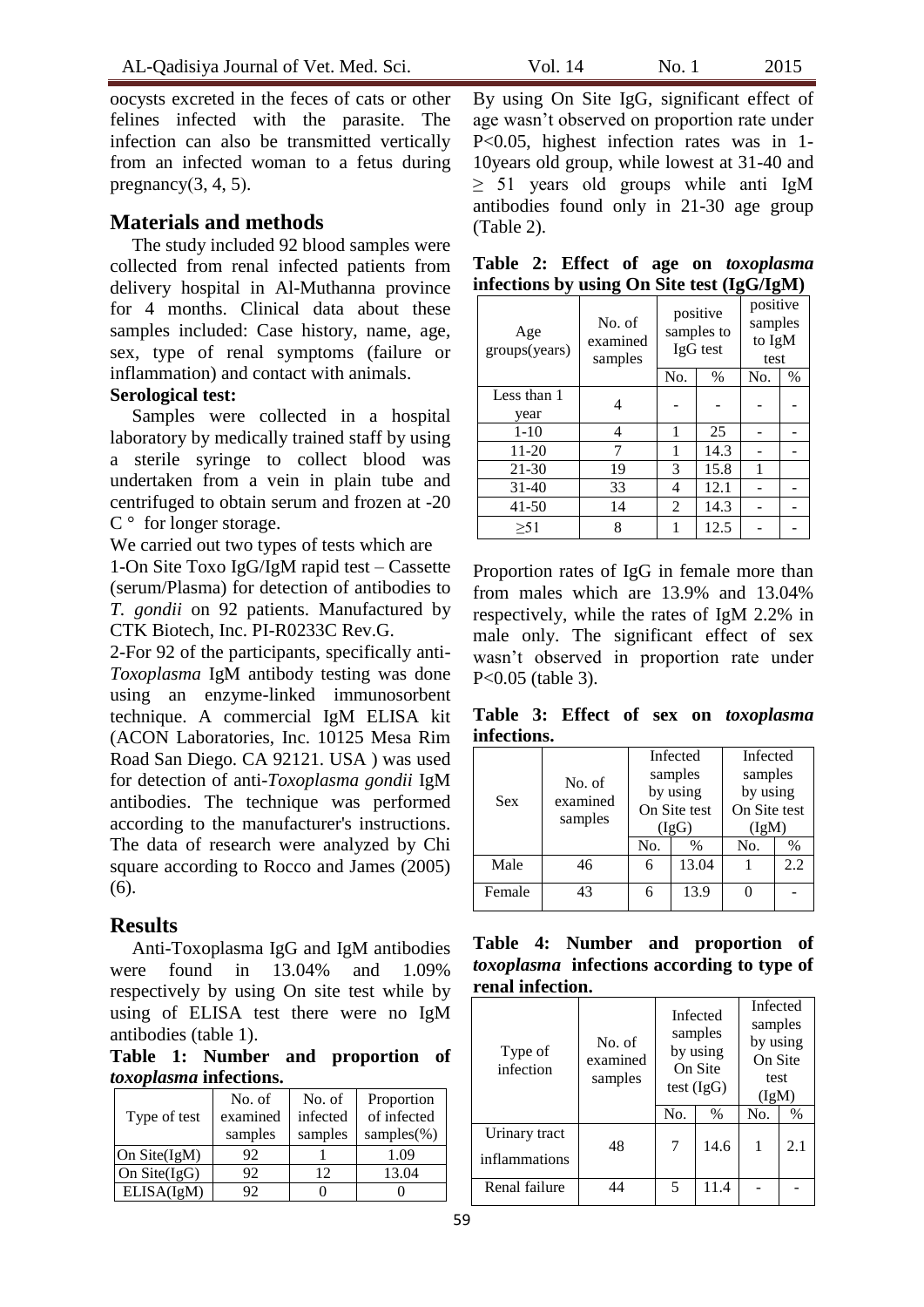oocysts excreted in the feces of cats or other felines infected with the parasite. The infection can also be transmitted vertically from an infected woman to a fetus during pregnancy(3, 4, 5).

## Materials and methods

The study included 92 blood samples were collected from renal infected patients from delivery hospital in Al-Muthanna province for 4 months. Clinical data about these samples included: Case history, name, age, sex, type of renal symptoms (failure or inflammation) and contact with animals.

**Serological test:**

Samples were collected in a hospital laboratory by medically trained staff by using a sterile syringe to collect blood was undertaken from a vein in plain tube and centrifuged to obtain serum and frozen at -20 C ° for longer storage.

We carried out two types of tests which are

1-On Site Toxo IgG/IgM rapid test – Cassette (serum/Plasma) for detection of antibodies to *T. gondii* on 92 patients. Manufactured by CTK Biotech, Inc. PI-R0233C Rev.G.

2-For 92 of the participants, specifically anti-*Toxoplasma* IgM antibody testing was done using an enzyme-linked immunosorbent technique. A commercial IgM ELISA kit (ACON Laboratories, Inc. 10125 Mesa Rim Road San Diego. CA 92121. USA ) was used for detection of anti-*Toxoplasma gondii* IgM antibodies. The technique was performed according to the manufacturer's instructions. The data of research were analyzed by Chi square according to Rocco and James (2005) (6).

## Results

Anti-Toxoplasma IgG and IgM antibodies were found in 13.04% and 1.09% respectively by using On site test while by using of ELISA test there were no IgM antibodies (table 1).

**Table 1: Number and proportion of *toxoplasma* infections.**

| Type of test | No. of examined samples | No. of infected samples | Proportion of infected samples(%) |
|---|---|---|---|
| On Site(IgM) | 92 | 1 | 1.09 |
| On Site(IgG) | 92 | 12 | 13.04 |
| ELISA(IgM) | 92 | 0 | 0 |

By using On Site IgG, significant effect of age wasn't observed on proportion rate under P<0.05, highest infection rates was in 1-10years old group, while lowest at 31-40 and ≥ 51 years old groups while anti IgM antibodies found only in 21-30 age group (Table 2).

**Table 2: Effect of age on *toxoplasma* infections by using On Site test (IgG/IgM)**

| Age groups(years) | No. of examined samples | positive samples to IgG test | | positive samples to IgM test | |
|---|---|---|---|---|---|
| | | No. | % | No. | % |
| Less than 1 year | 4 | - | - | - | - |
| 1-10 | 4 | 1 | 25 | - | - |
| 11-20 | 7 | 1 | 14.3 | - | - |
| 21-30 | 19 | 3 | 15.8 | 1 | |
| 31-40 | 33 | 4 | 12.1 | - | - |
| 41-50 | 14 | 2 | 14.3 | - | - |
| ≥51 | 8 | 1 | 12.5 | - | - |

Proportion rates of IgG in female more than from males which are 13.9% and 13.04% respectively, while the rates of IgM 2.2% in male only. The significant effect of sex wasn't observed in proportion rate under P<0.05 (table 3).

**Table 3: Effect of sex on *toxoplasma* infections.**

| Sex | No. of examined samples | Infected samples by using On Site test (IgG) | | Infected samples by using On Site test (IgM) | |
|---|---|---|---|---|---|
| | | No. | % | No. | % |
| Male | 46 | 6 | 13.04 | 1 | 2.2 |
| Female | 43 | 6 | 13.9 | 0 | - |

**Table 4: Number and proportion of *toxoplasma* infections according to type of renal infection.**

| Type of infection | No. of examined samples | Infected samples by using On Site test (IgG) | | Infected samples by using On Site test (IgM) | |
|---|---|---|---|---|---|
| | | No. | % | No. | % |
| Urinary tract inflammations | 48 | 7 | 14.6 | 1 | 2.1 |
| Renal failure | 44 | 5 | 11.4 | - | - |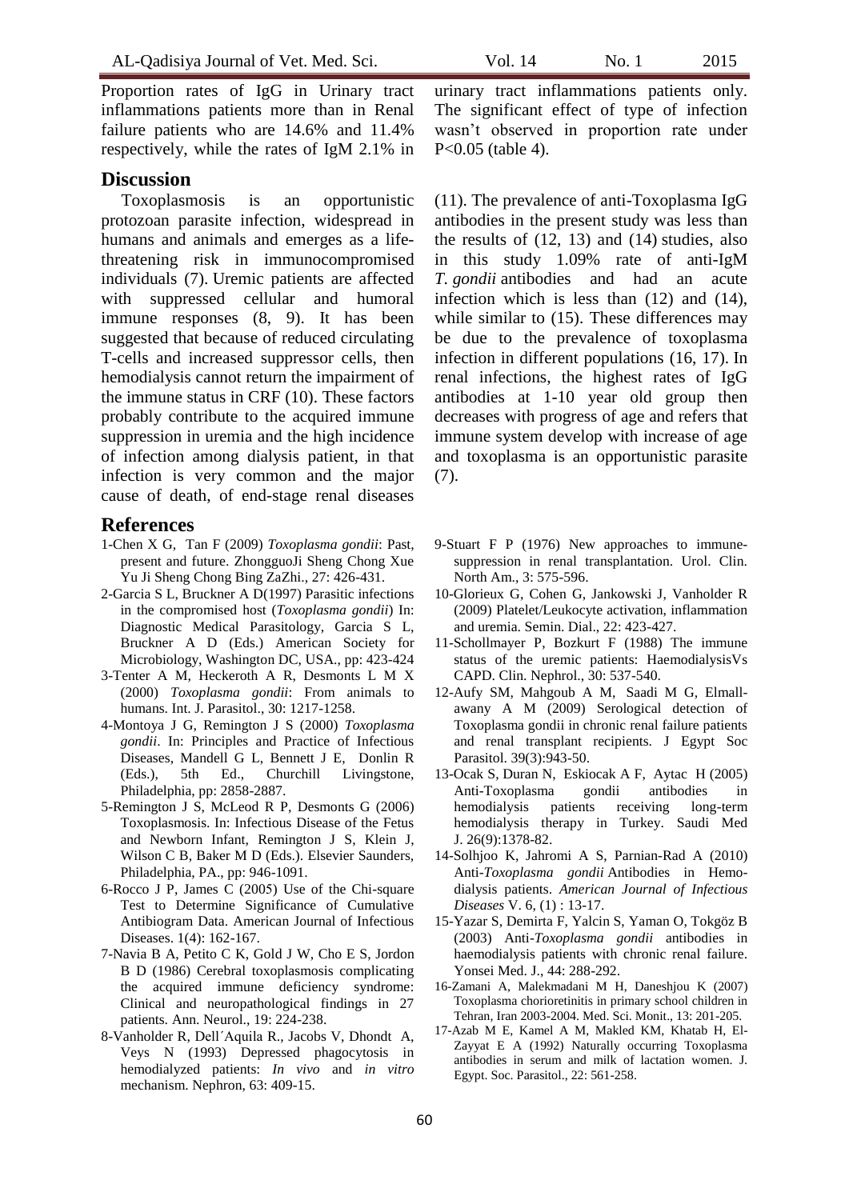Proportion rates of IgG in Urinary tract inflammations patients more than in Renal failure patients who are 14.6% and 11.4% respectively, while the rates of IgM 2.1% in urinary tract inflammations patients only. The significant effect of type of infection wasn't observed in proportion rate under P<0.05 (table 4).

## Discussion

Toxoplasmosis is an opportunistic protozoan parasite infection, widespread in humans and animals and emerges as a life-threatening risk in immunocompromised individuals (7). Uremic patients are affected with suppressed cellular and humoral immune responses (8, 9). It has been suggested that because of reduced circulating T-cells and increased suppressor cells, then hemodialysis cannot return the impairment of the immune status in CRF (10). These factors probably contribute to the acquired immune suppression in uremia and the high incidence of infection among dialysis patient, in that infection is very common and the major cause of death, of end-stage renal diseases (11). The prevalence of anti-Toxoplasma IgG antibodies in the present study was less than the results of (12, 13) and (14) studies, also in this study 1.09% rate of anti-IgM *T. gondii* antibodies and had an acute infection which is less than (12) and (14), while similar to (15). These differences may be due to the prevalence of toxoplasma infection in different populations (16, 17). In renal infections, the highest rates of IgG antibodies at 1-10 year old group then decreases with progress of age and refers that immune system develop with increase of age and toxoplasma is an opportunistic parasite (7).

## References

1-Chen X G, Tan F (2009) *Toxoplasma gondii*: Past, present and future. ZhongguoJi Sheng Chong Xue Yu Ji Sheng Chong Bing ZaZhi., 27: 426-431.

2-Garcia S L, Bruckner A D(1997) Parasitic infections in the compromised host (*Toxoplasma gondii*) In: Diagnostic Medical Parasitology, Garcia S L, Bruckner A D (Eds.) American Society for Microbiology, Washington DC, USA., pp: 423-424

3-Tenter A M, Heckeroth A R, Desmonts L M X (2000) *Toxoplasma gondii*: From animals to humans. Int. J. Parasitol., 30: 1217-1258.

4-Montoya J G, Remington J S (2000) *Toxoplasma gondii*. In: Principles and Practice of Infectious Diseases, Mandell G L, Bennett J E, Donlin R (Eds.), 5th Ed., Churchill Livingstone, Philadelphia, pp: 2858-2887.

5-Remington J S, McLeod R P, Desmonts G (2006) Toxoplasmosis. In: Infectious Disease of the Fetus and Newborn Infant, Remington J S, Klein J, Wilson C B, Baker M D (Eds.). Elsevier Saunders, Philadelphia, PA., pp: 946-1091.

6-Rocco J P, James C (2005) Use of the Chi-square Test to Determine Significance of Cumulative Antibiogram Data. American Journal of Infectious Diseases. 1(4): 162-167.

7-Navia B A, Petito C K, Gold J W, Cho E S, Jordon B D (1986) Cerebral toxoplasmosis complicating the acquired immune deficiency syndrome: Clinical and neuropathological findings in 27 patients. Ann. Neurol., 19: 224-238.

8-Vanholder R, Dell´Aquila R., Jacobs V, Dhondt A, Veys N (1993) Depressed phagocytosis in hemodialyzed patients: *In vivo* and *in vitro* mechanism. Nephron, 63: 409-15.

9-Stuart F P (1976) New approaches to immune-suppression in renal transplantation. Urol. Clin. North Am., 3: 575-596.

10-Glorieux G, Cohen G, Jankowski J, Vanholder R (2009) Platelet/Leukocyte activation, inflammation and uremia. Semin. Dial., 22: 423-427.

11-Schollmayer P, Bozkurt F (1988) The immune status of the uremic patients: HaemodialysisVs CAPD. Clin. Nephrol., 30: 537-540.

12-Aufy SM, Mahgoub A M, Saadi M G, Elmall-awany A M (2009) Serological detection of Toxoplasma gondii in chronic renal failure patients and renal transplant recipients. J Egypt Soc Parasitol. 39(3):943-50.

13-Ocak S, Duran N, Eskiocak A F, Aytac H (2005) Anti-Toxoplasma gondii antibodies in hemodialysis patients receiving long-term hemodialysis therapy in Turkey. Saudi Med J. 26(9):1378-82.

14-Solhjoo K, Jahromi A S, Parnian-Rad A (2010) Anti-*Toxoplasma gondii* Antibodies in Hemo-dialysis patients. *American Journal of Infectious Diseases* V. 6, (1) : 13-17.

15-Yazar S, Demirta F, Yalcin S, Yaman O, Tokgöz B (2003) Anti-*Toxoplasma gondii* antibodies in haemodialysis patients with chronic renal failure. Yonsei Med. J., 44: 288-292.

16-Zamani A, Malekmadani M H, Daneshjou K (2007) Toxoplasma chorioretinitis in primary school children in Tehran, Iran 2003-2004. Med. Sci. Monit., 13: 201-205.

17-Azab M E, Kamel A M, Makled KM, Khatab H, El-Zayyat E A (1992) Naturally occurring Toxoplasma antibodies in serum and milk of lactation women. J. Egypt. Soc. Parasitol., 22: 561-258.